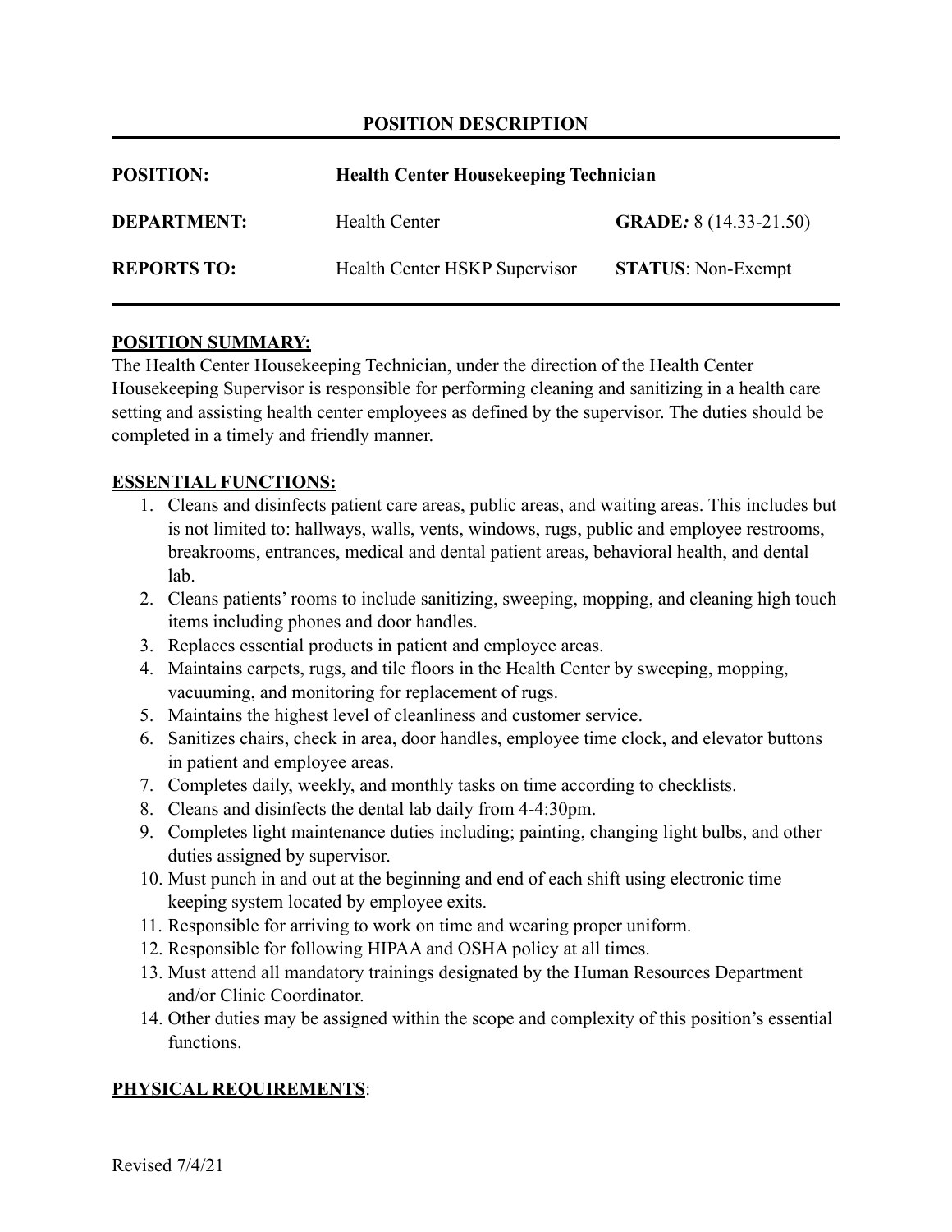## POSITION DESCRIPTION

| | | |
|---|---|---|
| **POSITION:** | **Health Center Housekeeping Technician** | |
| **DEPARTMENT:** | Health Center | **GRADE:** 8 (14.33-21.50) |
| **REPORTS TO:** | Health Center HSKP Supervisor | **STATUS**: Non-Exempt |

**POSITION SUMMARY:**

The Health Center Housekeeping Technician, under the direction of the Health Center Housekeeping Supervisor is responsible for performing cleaning and sanitizing in a health care setting and assisting health center employees as defined by the supervisor. The duties should be completed in a timely and friendly manner.

**ESSENTIAL FUNCTIONS:**

1. Cleans and disinfects patient care areas, public areas, and waiting areas. This includes but is not limited to: hallways, walls, vents, windows, rugs, public and employee restrooms, breakrooms, entrances, medical and dental patient areas, behavioral health, and dental lab.
2. Cleans patients' rooms to include sanitizing, sweeping, mopping, and cleaning high touch items including phones and door handles.
3. Replaces essential products in patient and employee areas.
4. Maintains carpets, rugs, and tile floors in the Health Center by sweeping, mopping, vacuuming, and monitoring for replacement of rugs.
5. Maintains the highest level of cleanliness and customer service.
6. Sanitizes chairs, check in area, door handles, employee time clock, and elevator buttons in patient and employee areas.
7. Completes daily, weekly, and monthly tasks on time according to checklists.
8. Cleans and disinfects the dental lab daily from 4-4:30pm.
9. Completes light maintenance duties including; painting, changing light bulbs, and other duties assigned by supervisor.
10. Must punch in and out at the beginning and end of each shift using electronic time keeping system located by employee exits.
11. Responsible for arriving to work on time and wearing proper uniform.
12. Responsible for following HIPAA and OSHA policy at all times.
13. Must attend all mandatory trainings designated by the Human Resources Department and/or Clinic Coordinator.
14. Other duties may be assigned within the scope and complexity of this position's essential functions.

**PHYSICAL REQUIREMENTS**:

Revised 7/4/21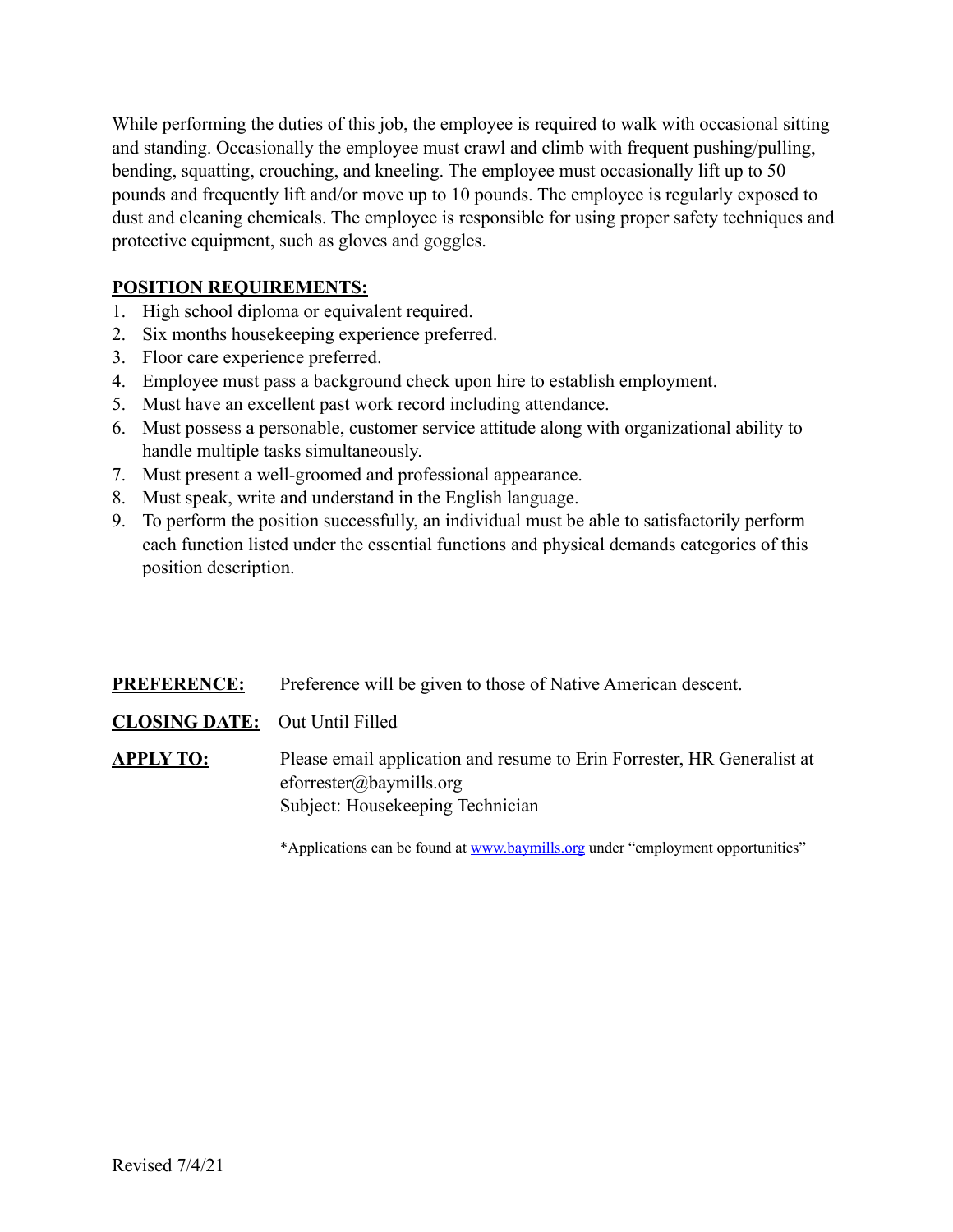While performing the duties of this job, the employee is required to walk with occasional sitting and standing. Occasionally the employee must crawl and climb with frequent pushing/pulling, bending, squatting, crouching, and kneeling. The employee must occasionally lift up to 50 pounds and frequently lift and/or move up to 10 pounds. The employee is regularly exposed to dust and cleaning chemicals. The employee is responsible for using proper safety techniques and protective equipment, such as gloves and goggles.

**POSITION REQUIREMENTS:**

1. High school diploma or equivalent required.
2. Six months housekeeping experience preferred.
3. Floor care experience preferred.
4. Employee must pass a background check upon hire to establish employment.
5. Must have an excellent past work record including attendance.
6. Must possess a personable, customer service attitude along with organizational ability to handle multiple tasks simultaneously.
7. Must present a well-groomed and professional appearance.
8. Must speak, write and understand in the English language.
9. To perform the position successfully, an individual must be able to satisfactorily perform each function listed under the essential functions and physical demands categories of this position description.

**PREFERENCE:** Preference will be given to those of Native American descent.

**CLOSING DATE:** Out Until Filled

**APPLY TO:** Please email application and resume to Erin Forrester, HR Generalist at eforrester@baymills.org
Subject: Housekeeping Technician

*Applications can be found at www.baymills.org under "employment opportunities"

Revised 7/4/21